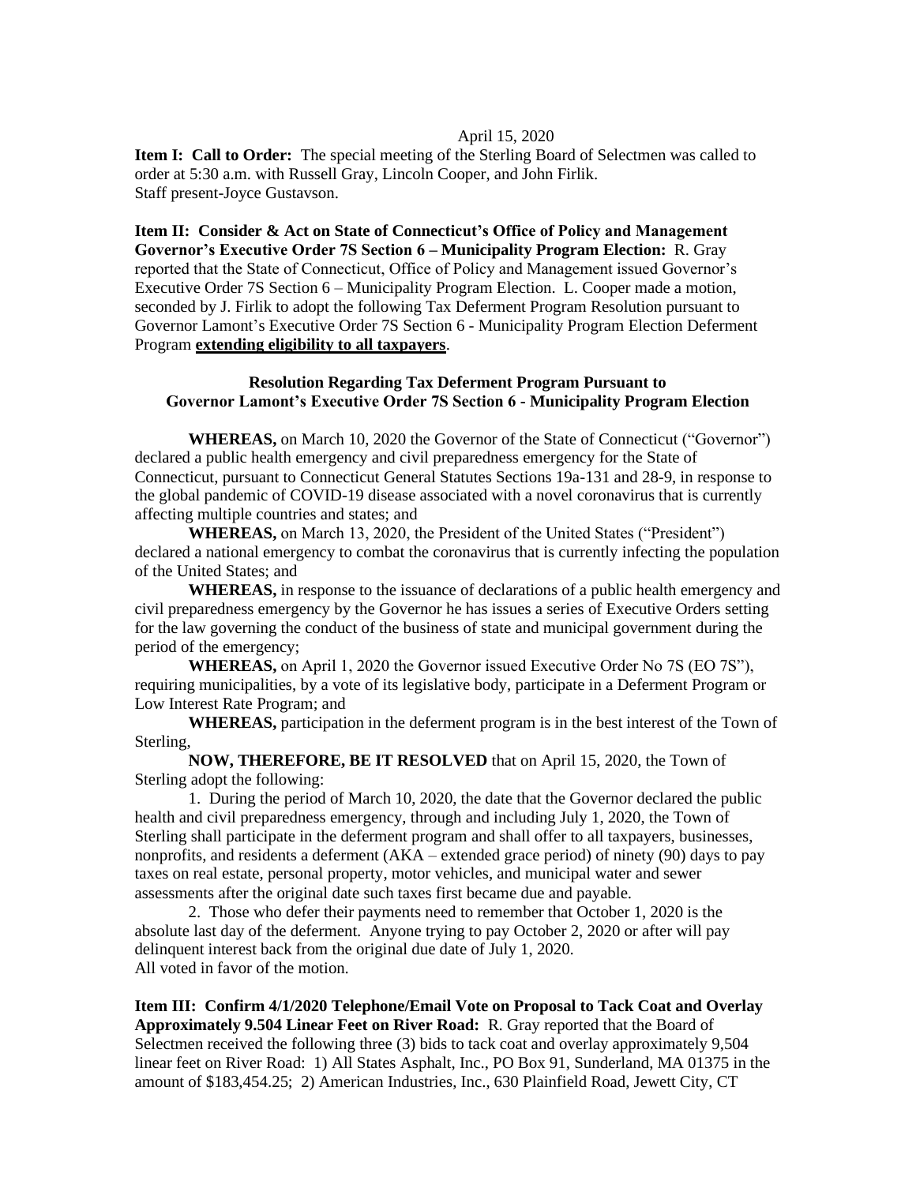April 15, 2020

**Item I: Call to Order:** The special meeting of the Sterling Board of Selectmen was called to order at 5:30 a.m. with Russell Gray, Lincoln Cooper, and John Firlik.
Staff present-Joyce Gustavson.

**Item II: Consider & Act on State of Connecticut's Office of Policy and Management Governor's Executive Order 7S Section 6 – Municipality Program Election:** R. Gray reported that the State of Connecticut, Office of Policy and Management issued Governor's Executive Order 7S Section 6 – Municipality Program Election. L. Cooper made a motion, seconded by J. Firlik to adopt the following Tax Deferment Program Resolution pursuant to Governor Lamont's Executive Order 7S Section 6 - Municipality Program Election Deferment Program **extending eligibility to all taxpayers**.

**Resolution Regarding Tax Deferment Program Pursuant to Governor Lamont's Executive Order 7S Section 6 - Municipality Program Election**

**WHEREAS,** on March 10, 2020 the Governor of the State of Connecticut ("Governor") declared a public health emergency and civil preparedness emergency for the State of Connecticut, pursuant to Connecticut General Statutes Sections 19a-131 and 28-9, in response to the global pandemic of COVID-19 disease associated with a novel coronavirus that is currently affecting multiple countries and states; and

**WHEREAS,** on March 13, 2020, the President of the United States ("President") declared a national emergency to combat the coronavirus that is currently infecting the population of the United States; and

**WHEREAS,** in response to the issuance of declarations of a public health emergency and civil preparedness emergency by the Governor he has issues a series of Executive Orders setting for the law governing the conduct of the business of state and municipal government during the period of the emergency;

**WHEREAS,** on April 1, 2020 the Governor issued Executive Order No 7S (EO 7S"), requiring municipalities, by a vote of its legislative body, participate in a Deferment Program or Low Interest Rate Program; and

**WHEREAS,** participation in the deferment program is in the best interest of the Town of Sterling,

**NOW, THEREFORE, BE IT RESOLVED** that on April 15, 2020, the Town of Sterling adopt the following:

1. During the period of March 10, 2020, the date that the Governor declared the public health and civil preparedness emergency, through and including July 1, 2020, the Town of Sterling shall participate in the deferment program and shall offer to all taxpayers, businesses, nonprofits, and residents a deferment (AKA – extended grace period) of ninety (90) days to pay taxes on real estate, personal property, motor vehicles, and municipal water and sewer assessments after the original date such taxes first became due and payable.

2. Those who defer their payments need to remember that October 1, 2020 is the absolute last day of the deferment. Anyone trying to pay October 2, 2020 or after will pay delinquent interest back from the original due date of July 1, 2020.

All voted in favor of the motion.

**Item III: Confirm 4/1/2020 Telephone/Email Vote on Proposal to Tack Coat and Overlay Approximately 9.504 Linear Feet on River Road:** R. Gray reported that the Board of Selectmen received the following three (3) bids to tack coat and overlay approximately 9,504 linear feet on River Road: 1) All States Asphalt, Inc., PO Box 91, Sunderland, MA 01375 in the amount of $183,454.25; 2) American Industries, Inc., 630 Plainfield Road, Jewett City, CT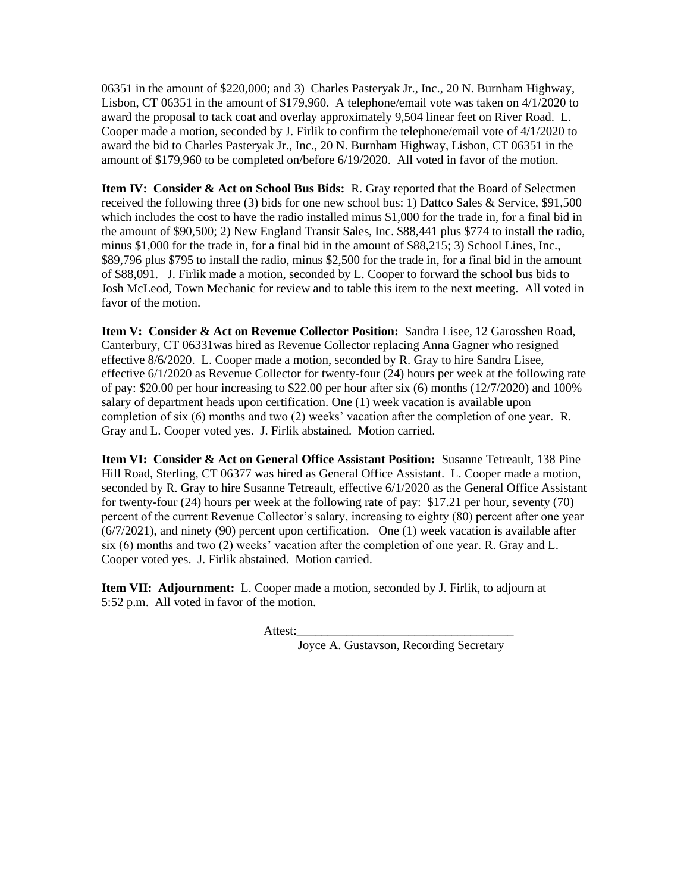06351 in the amount of $220,000; and 3) Charles Pasteryak Jr., Inc., 20 N. Burnham Highway, Lisbon, CT 06351 in the amount of $179,960. A telephone/email vote was taken on 4/1/2020 to award the proposal to tack coat and overlay approximately 9,504 linear feet on River Road. L. Cooper made a motion, seconded by J. Firlik to confirm the telephone/email vote of 4/1/2020 to award the bid to Charles Pasteryak Jr., Inc., 20 N. Burnham Highway, Lisbon, CT 06351 in the amount of $179,960 to be completed on/before 6/19/2020. All voted in favor of the motion.

**Item IV: Consider & Act on School Bus Bids:** R. Gray reported that the Board of Selectmen received the following three (3) bids for one new school bus: 1) Dattco Sales & Service, $91,500 which includes the cost to have the radio installed minus $1,000 for the trade in, for a final bid in the amount of $90,500; 2) New England Transit Sales, Inc. $88,441 plus $774 to install the radio, minus $1,000 for the trade in, for a final bid in the amount of $88,215; 3) School Lines, Inc., $89,796 plus $795 to install the radio, minus $2,500 for the trade in, for a final bid in the amount of $88,091. J. Firlik made a motion, seconded by L. Cooper to forward the school bus bids to Josh McLeod, Town Mechanic for review and to table this item to the next meeting. All voted in favor of the motion.

**Item V: Consider & Act on Revenue Collector Position:** Sandra Lisee, 12 Garosshen Road, Canterbury, CT 06331was hired as Revenue Collector replacing Anna Gagner who resigned effective 8/6/2020. L. Cooper made a motion, seconded by R. Gray to hire Sandra Lisee, effective 6/1/2020 as Revenue Collector for twenty-four (24) hours per week at the following rate of pay: $20.00 per hour increasing to $22.00 per hour after six (6) months (12/7/2020) and 100% salary of department heads upon certification. One (1) week vacation is available upon completion of six (6) months and two (2) weeks' vacation after the completion of one year. R. Gray and L. Cooper voted yes. J. Firlik abstained. Motion carried.

**Item VI: Consider & Act on General Office Assistant Position:** Susanne Tetreault, 138 Pine Hill Road, Sterling, CT 06377 was hired as General Office Assistant. L. Cooper made a motion, seconded by R. Gray to hire Susanne Tetreault, effective 6/1/2020 as the General Office Assistant for twenty-four (24) hours per week at the following rate of pay: $17.21 per hour, seventy (70) percent of the current Revenue Collector's salary, increasing to eighty (80) percent after one year (6/7/2021), and ninety (90) percent upon certification. One (1) week vacation is available after six (6) months and two (2) weeks' vacation after the completion of one year. R. Gray and L. Cooper voted yes. J. Firlik abstained. Motion carried.

**Item VII: Adjournment:** L. Cooper made a motion, seconded by J. Firlik, to adjourn at 5:52 p.m. All voted in favor of the motion.

Attest:___________________________________

Joyce A. Gustavson, Recording Secretary